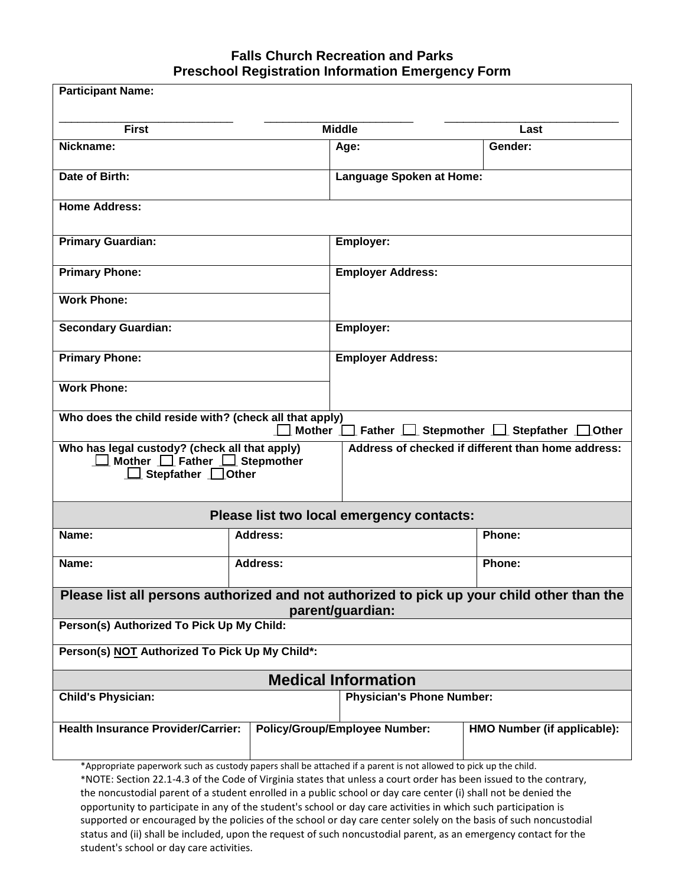## Falls Church Recreation and Parks
## Preschool Registration Information Emergency Form

**Participant Name:**

| ____________________ | ____________________ | ____________________ |
|---|---|---|
| **First** | **Middle** | **Last** |

| **Nickname:** | **Age:** | **Gender:** |
|---|---|---|
| **Date of Birth:** | **Language Spoken at Home:** | |
| **Home Address:** | | |

| **Primary Guardian:** | **Employer:** |
|---|---|
| **Primary Phone:** | **Employer Address:** |
| **Work Phone:** | |
| **Secondary Guardian:** | **Employer:** |
| **Primary Phone:** | **Employer Address:** |
| **Work Phone:** | |

**Who does the child reside with? (check all that apply)**
☐ Mother ☐ Father ☐ Stepmother ☐ Stepfather ☐ Other

| **Who has legal custody? (check all that apply)** ☐ Mother ☐ Father ☐ Stepmother ☐ Stepfather ☐ Other | **Address of checked if different than home address:** |
|---|---|

### Please list two local emergency contacts:

| **Name:** | **Address:** | **Phone:** |
|---|---|---|
| **Name:** | **Address:** | **Phone:** |

### Please list all persons authorized and not authorized to pick up your child other than the parent/guardian:

**Person(s) Authorized To Pick Up My Child:**

**Person(s) NOT Authorized To Pick Up My Child*:**

## Medical Information

| **Child's Physician:** | **Physician's Phone Number:** | |
|---|---|---|
| **Health Insurance Provider/Carrier:** | **Policy/Group/Employee Number:** | **HMO Number (if applicable):** |

*Appropriate paperwork such as custody papers shall be attached if a parent is not allowed to pick up the child.

*NOTE: Section 22.1-4.3 of the Code of Virginia states that unless a court order has been issued to the contrary, the noncustodial parent of a student enrolled in a public school or day care center (i) shall not be denied the opportunity to participate in any of the student's school or day care activities in which such participation is supported or encouraged by the policies of the school or day care center solely on the basis of such noncustodial status and (ii) shall be included, upon the request of such noncustodial parent, as an emergency contact for the student's school or day care activities.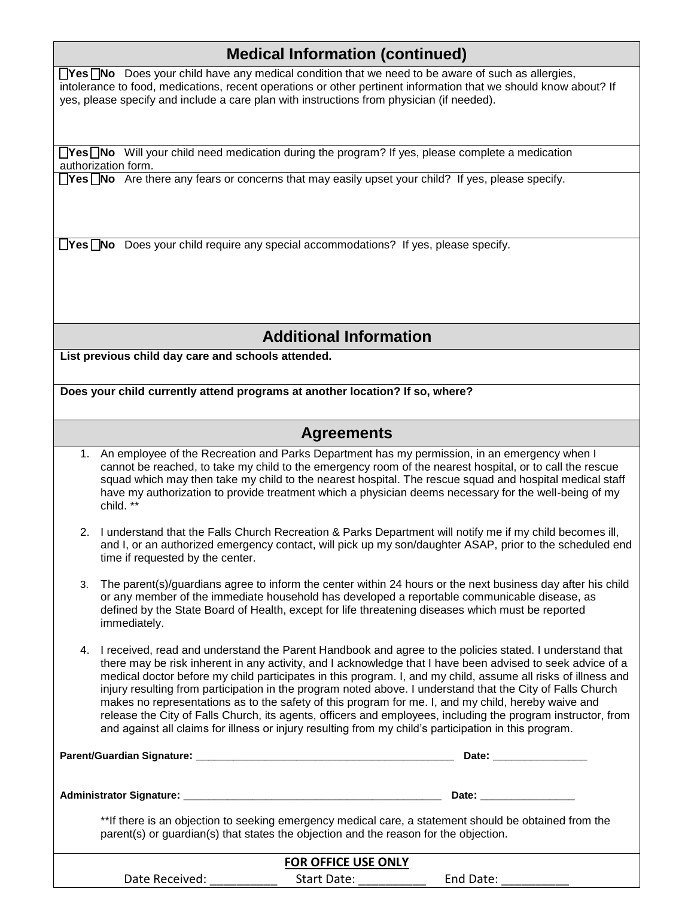## Medical Information (continued)

☐ **Yes** ☐ **No** Does your child have any medical condition that we need to be aware of such as allergies, intolerance to food, medications, recent operations or other pertinent information that we should know about? If yes, please specify and include a care plan with instructions from physician (if needed).

☐ **Yes** ☐ **No** Will your child need medication during the program? If yes, please complete a medication authorization form.

☐ **Yes** ☐ **No** Are there any fears or concerns that may easily upset your child? If yes, please specify.

☐ **Yes** ☐ **No** Does your child require any special accommodations? If yes, please specify.

## Additional Information

**List previous child day care and schools attended.**

**Does your child currently attend programs at another location? If so, where?**

## Agreements

1. An employee of the Recreation and Parks Department has my permission, in an emergency when I cannot be reached, to take my child to the emergency room of the nearest hospital, or to call the rescue squad which may then take my child to the nearest hospital. The rescue squad and hospital medical staff have my authorization to provide treatment which a physician deems necessary for the well-being of my child. **

2. I understand that the Falls Church Recreation & Parks Department will notify me if my child becomes ill, and I, or an authorized emergency contact, will pick up my son/daughter ASAP, prior to the scheduled end time if requested by the center.

3. The parent(s)/guardians agree to inform the center within 24 hours or the next business day after his child or any member of the immediate household has developed a reportable communicable disease, as defined by the State Board of Health, except for life threatening diseases which must be reported immediately.

4. I received, read and understand the Parent Handbook and agree to the policies stated. I understand that there may be risk inherent in any activity, and I acknowledge that I have been advised to seek advice of a medical doctor before my child participates in this program. I, and my child, assume all risks of illness and injury resulting from participation in the program noted above. I understand that the City of Falls Church makes no representations as to the safety of this program for me. I, and my child, hereby waive and release the City of Falls Church, its agents, officers and employees, including the program instructor, from and against all claims for illness or injury resulting from my child's participation in this program.

**Parent/Guardian Signature:** _____________________________________________ **Date:** ________________

**Administrator Signature:** _____________________________________________ **Date:** ________________

**If there is an objection to seeking emergency medical care, a statement should be obtained from the parent(s) or guardian(s) that states the objection and the reason for the objection.

**FOR OFFICE USE ONLY**

Date Received: __________ Start Date: __________ End Date: __________